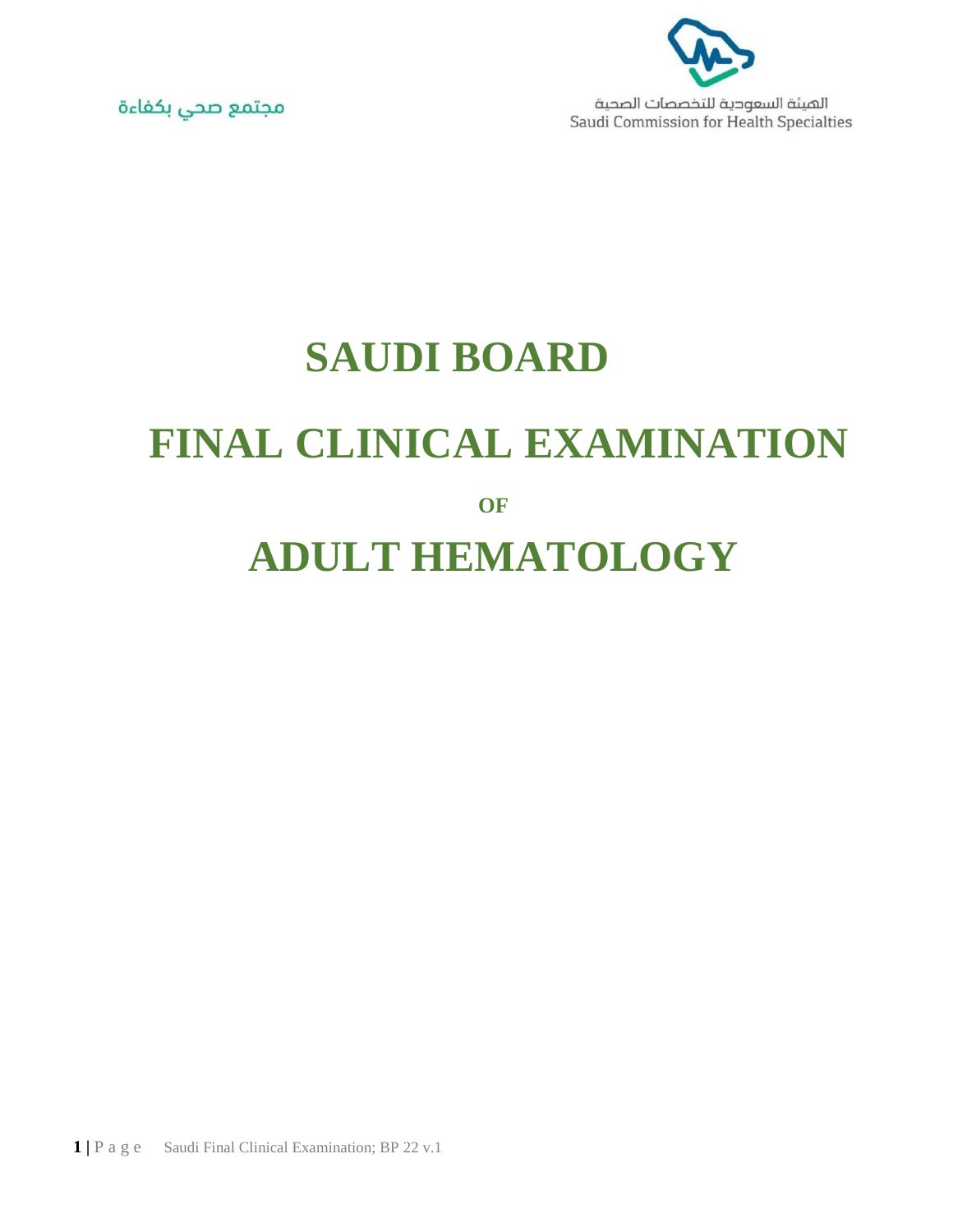مجتمع صحي بكفاءة

الهيئة السعودية للتخصصات الصحية
Saudi Commission for Health Specialties

# SAUDI BOARD

# FINAL CLINICAL EXAMINATION

**OF**

# ADULT HEMATOLOGY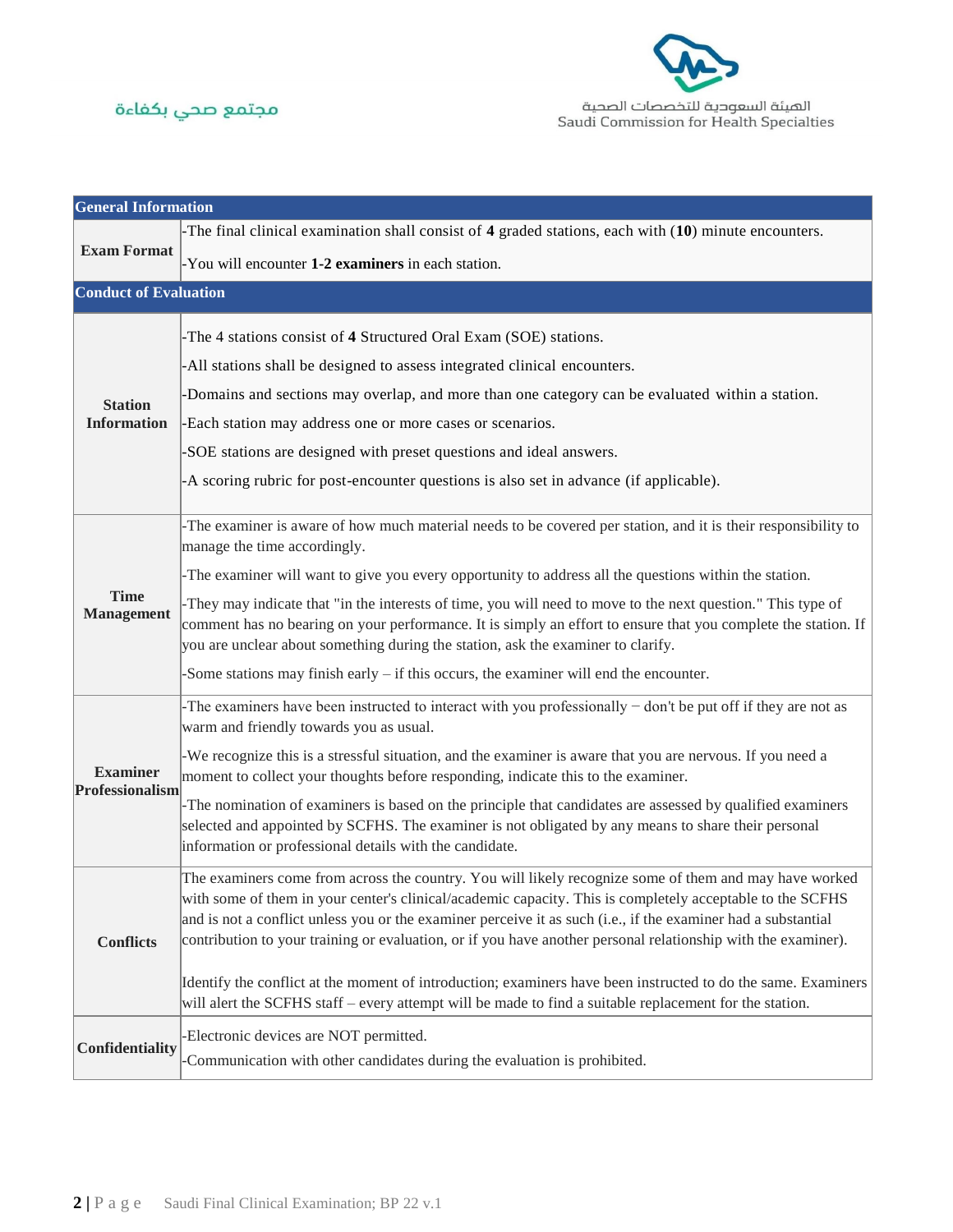| General Information | |
|---|---|
| **Exam Format** | -The final clinical examination shall consist of **4** graded stations, each with (**10**) minute encounters.<br>-You will encounter **1-2 examiners** in each station. |
| **Conduct of Evaluation** | |
| **Station Information** | -The 4 stations consist of **4** Structured Oral Exam (SOE) stations.<br>-All stations shall be designed to assess integrated clinical encounters.<br>-Domains and sections may overlap, and more than one category can be evaluated within a station.<br>-Each station may address one or more cases or scenarios.<br>-SOE stations are designed with preset questions and ideal answers.<br>-A scoring rubric for post-encounter questions is also set in advance (if applicable). |
| **Time Management** | -The examiner is aware of how much material needs to be covered per station, and it is their responsibility to manage the time accordingly.<br>-The examiner will want to give you every opportunity to address all the questions within the station.<br>-They may indicate that "in the interests of time, you will need to move to the next question." This type of comment has no bearing on your performance. It is simply an effort to ensure that you complete the station. If you are unclear about something during the station, ask the examiner to clarify.<br>-Some stations may finish early – if this occurs, the examiner will end the encounter. |
| **Examiner Professionalism** | -The examiners have been instructed to interact with you professionally − don't be put off if they are not as warm and friendly towards you as usual.<br>-We recognize this is a stressful situation, and the examiner is aware that you are nervous. If you need a moment to collect your thoughts before responding, indicate this to the examiner.<br>-The nomination of examiners is based on the principle that candidates are assessed by qualified examiners selected and appointed by SCFHS. The examiner is not obligated by any means to share their personal information or professional details with the candidate. |
| **Conflicts** | The examiners come from across the country. You will likely recognize some of them and may have worked with some of them in your center's clinical/academic capacity. This is completely acceptable to the SCFHS and is not a conflict unless you or the examiner perceive it as such (i.e., if the examiner had a substantial contribution to your training or evaluation, or if you have another personal relationship with the examiner).<br><br>Identify the conflict at the moment of introduction; examiners have been instructed to do the same. Examiners will alert the SCFHS staff – every attempt will be made to find a suitable replacement for the station. |
| **Confidentiality** | -Electronic devices are NOT permitted.<br>-Communication with other candidates during the evaluation is prohibited. |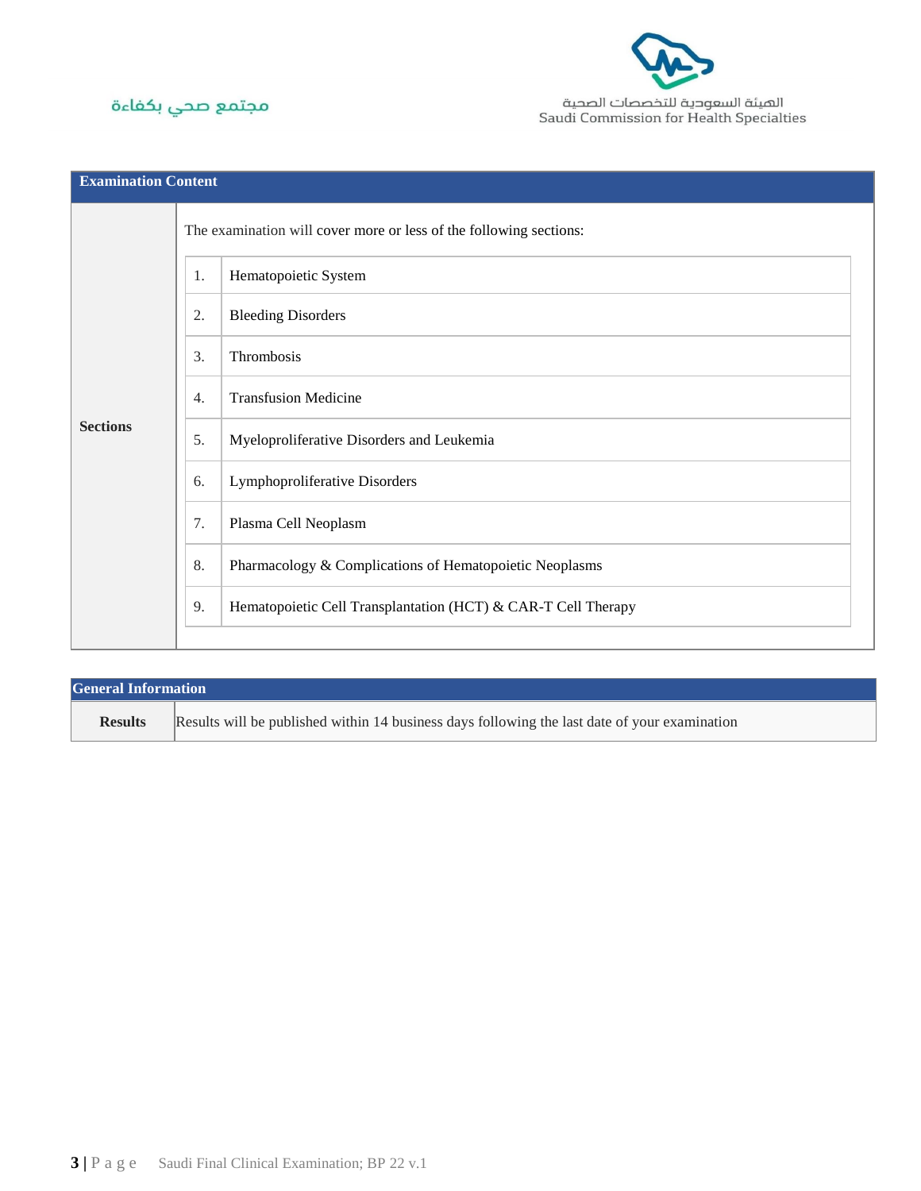| Examination Content | |
|---|---|
| Sections | The examination will cover more or less of the following sections:<br>1. Hematopoietic System<br>2. Bleeding Disorders<br>3. Thrombosis<br>4. Transfusion Medicine<br>5. Myeloproliferative Disorders and Leukemia<br>6. Lymphoproliferative Disorders<br>7. Plasma Cell Neoplasm<br>8. Pharmacology & Complications of Hematopoietic Neoplasms<br>9. Hematopoietic Cell Transplantation (HCT) & CAR-T Cell Therapy |

| General Information | |
|---|---|
| **Results** | Results will be published within 14 business days following the last date of your examination |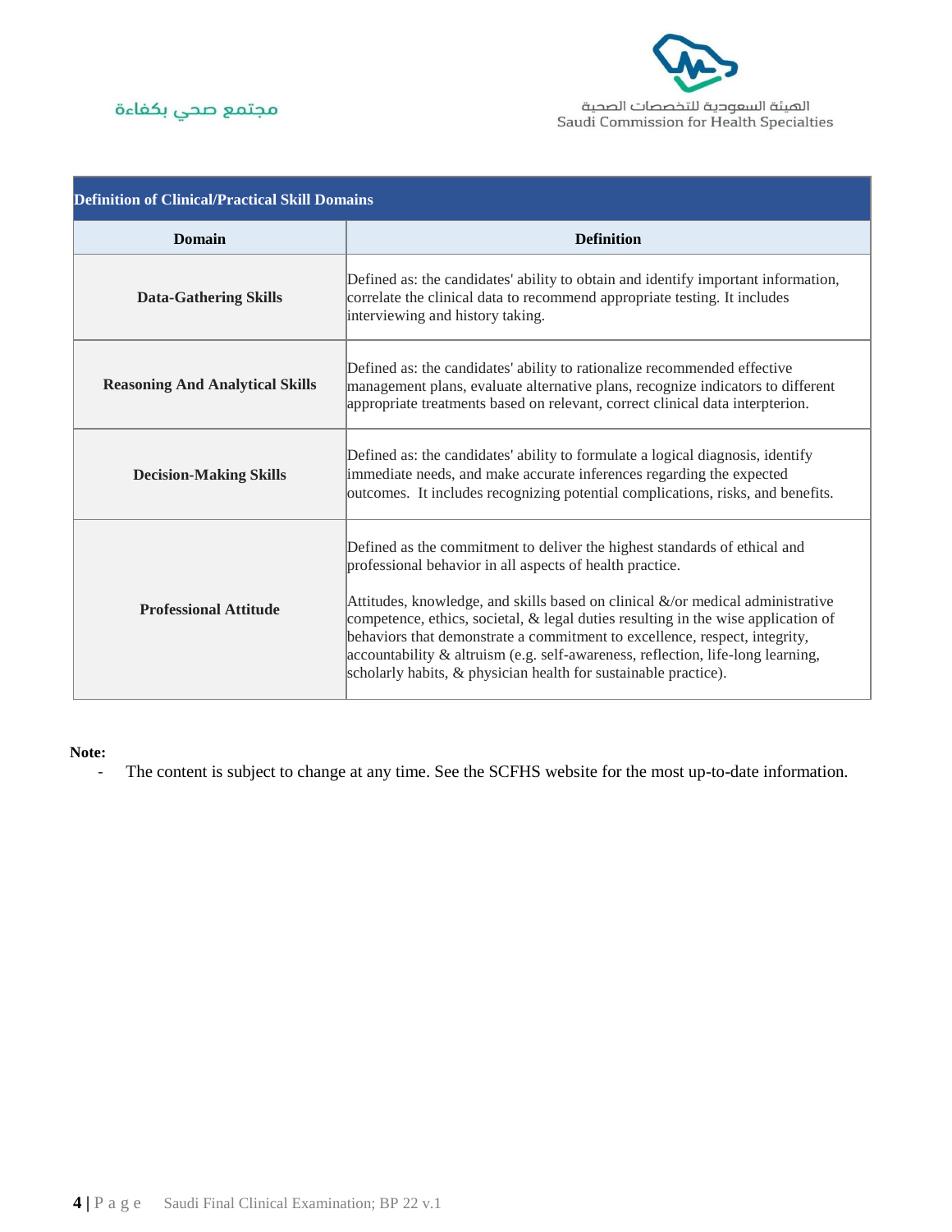| Definition of Clinical/Practical Skill Domains | |
|---|---|
| **Domain** | **Definition** |
| **Data-Gathering Skills** | Defined as: the candidates' ability to obtain and identify important information, correlate the clinical data to recommend appropriate testing. It includes interviewing and history taking. |
| **Reasoning And Analytical Skills** | Defined as: the candidates' ability to rationalize recommended effective management plans, evaluate alternative plans, recognize indicators to different appropriate treatments based on relevant, correct clinical data interpteriom. |
| **Decision-Making Skills** | Defined as: the candidates' ability to formulate a logical diagnosis, identify immediate needs, and make accurate inferences regarding the expected outcomes. It includes recognizing potential complications, risks, and benefits. |
| **Professional Attitude** | Defined as the commitment to deliver the highest standards of ethical and professional behavior in all aspects of health practice.<br><br>Attitudes, knowledge, and skills based on clinical &/or medical administrative competence, ethics, societal, & legal duties resulting in the wise application of behaviors that demonstrate a commitment to excellence, respect, integrity, accountability & altruism (e.g. self-awareness, reflection, life-long learning, scholarly habits, & physician health for sustainable practice). |

**Note:**

- The content is subject to change at any time. See the SCFHS website for the most up-to-date information.